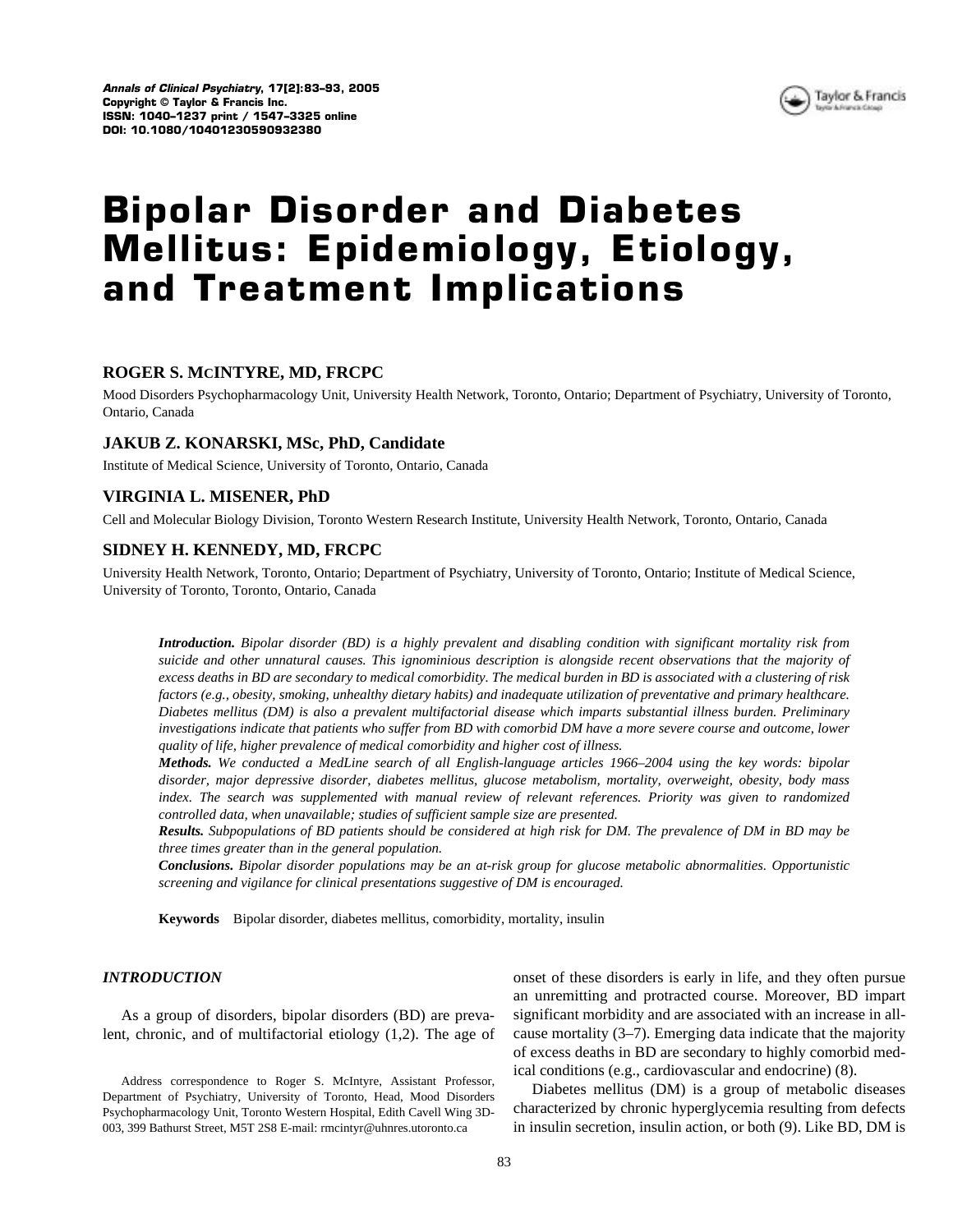# Bipolar Disorder and Diabetes Mellitus: Epidemiology, Etiology, and Treatment Implications

**ROGER S. McINTYRE, MD, FRCPC**

Mood Disorders Psychopharmacology Unit, University Health Network, Toronto, Ontario; Department of Psychiatry, University of Toronto, Ontario, Canada

**JAKUB Z. KONARSKI, MSc, PhD, Candidate**

Institute of Medical Science, University of Toronto, Ontario, Canada

**VIRGINIA L. MISENER, PhD**

Cell and Molecular Biology Division, Toronto Western Research Institute, University Health Network, Toronto, Ontario, Canada

**SIDNEY H. KENNEDY, MD, FRCPC**

University Health Network, Toronto, Ontario; Department of Psychiatry, University of Toronto, Ontario; Institute of Medical Science, University of Toronto, Toronto, Ontario, Canada

***Introduction.*** *Bipolar disorder (BD) is a highly prevalent and disabling condition with significant mortality risk from suicide and other unnatural causes. This ignominious description is alongside recent observations that the majority of excess deaths in BD are secondary to medical comorbidity. The medical burden in BD is associated with a clustering of risk factors (e.g., obesity, smoking, unhealthy dietary habits) and inadequate utilization of preventative and primary healthcare. Diabetes mellitus (DM) is also a prevalent multifactorial disease which imparts substantial illness burden. Preliminary investigations indicate that patients who suffer from BD with comorbid DM have a more severe course and outcome, lower quality of life, higher prevalence of medical comorbidity and higher cost of illness.*

***Methods.*** *We conducted a MedLine search of all English-language articles 1966–2004 using the key words: bipolar disorder, major depressive disorder, diabetes mellitus, glucose metabolism, mortality, overweight, obesity, body mass index. The search was supplemented with manual review of relevant references. Priority was given to randomized controlled data, when unavailable; studies of sufficient sample size are presented.*

***Results.*** *Subpopulations of BD patients should be considered at high risk for DM. The prevalence of DM in BD may be three times greater than in the general population.*

***Conclusions.*** *Bipolar disorder populations may be an at-risk group for glucose metabolic abnormalities. Opportunistic screening and vigilance for clinical presentations suggestive of DM is encouraged.*

**Keywords** Bipolar disorder, diabetes mellitus, comorbidity, mortality, insulin

## INTRODUCTION

As a group of disorders, bipolar disorders (BD) are prevalent, chronic, and of multifactorial etiology (1,2). The age of onset of these disorders is early in life, and they often pursue an unremitting and protracted course. Moreover, BD impart significant morbidity and are associated with an increase in all-cause mortality (3–7). Emerging data indicate that the majority of excess deaths in BD are secondary to highly comorbid medical conditions (e.g., cardiovascular and endocrine) (8).

Diabetes mellitus (DM) is a group of metabolic diseases characterized by chronic hyperglycemia resulting from defects in insulin secretion, insulin action, or both (9). Like BD, DM is

Address correspondence to Roger S. McIntyre, Assistant Professor, Department of Psychiatry, University of Toronto, Head, Mood Disorders Psychopharmacology Unit, Toronto Western Hospital, Edith Cavell Wing 3D-003, 399 Bathurst Street, M5T 2S8 E-mail: rmcintyr@uhnres.utoronto.ca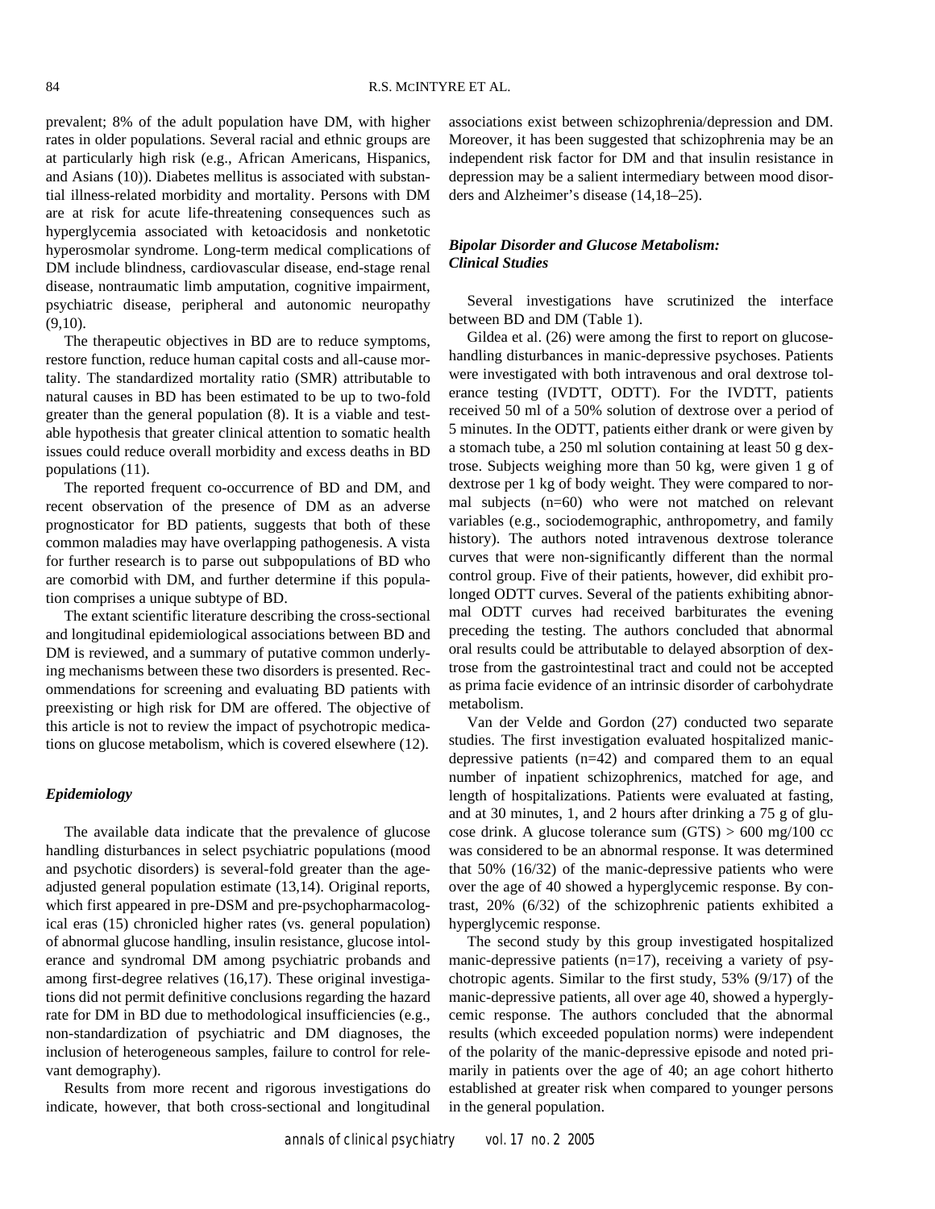prevalent; 8% of the adult population have DM, with higher rates in older populations. Several racial and ethnic groups are at particularly high risk (e.g., African Americans, Hispanics, and Asians (10)). Diabetes mellitus is associated with substantial illness-related morbidity and mortality. Persons with DM are at risk for acute life-threatening consequences such as hyperglycemia associated with ketoacidosis and nonketotic hyperosmolar syndrome. Long-term medical complications of DM include blindness, cardiovascular disease, end-stage renal disease, nontraumatic limb amputation, cognitive impairment, psychiatric disease, peripheral and autonomic neuropathy (9,10).

The therapeutic objectives in BD are to reduce symptoms, restore function, reduce human capital costs and all-cause mortality. The standardized mortality ratio (SMR) attributable to natural causes in BD has been estimated to be up to two-fold greater than the general population (8). It is a viable and testable hypothesis that greater clinical attention to somatic health issues could reduce overall morbidity and excess deaths in BD populations (11).

The reported frequent co-occurrence of BD and DM, and recent observation of the presence of DM as an adverse prognosticator for BD patients, suggests that both of these common maladies may have overlapping pathogenesis. A vista for further research is to parse out subpopulations of BD who are comorbid with DM, and further determine if this population comprises a unique subtype of BD.

The extant scientific literature describing the cross-sectional and longitudinal epidemiological associations between BD and DM is reviewed, and a summary of putative common underlying mechanisms between these two disorders is presented. Recommendations for screening and evaluating BD patients with preexisting or high risk for DM are offered. The objective of this article is not to review the impact of psychotropic medications on glucose metabolism, which is covered elsewhere (12).

### *Epidemiology*

The available data indicate that the prevalence of glucose handling disturbances in select psychiatric populations (mood and psychotic disorders) is several-fold greater than the age-adjusted general population estimate (13,14). Original reports, which first appeared in pre-DSM and pre-psychopharmacological eras (15) chronicled higher rates (vs. general population) of abnormal glucose handling, insulin resistance, glucose intolerance and syndromal DM among psychiatric probands and among first-degree relatives (16,17). These original investigations did not permit definitive conclusions regarding the hazard rate for DM in BD due to methodological insufficiencies (e.g., non-standardization of psychiatric and DM diagnoses, the inclusion of heterogeneous samples, failure to control for relevant demography).

Results from more recent and rigorous investigations do indicate, however, that both cross-sectional and longitudinal associations exist between schizophrenia/depression and DM. Moreover, it has been suggested that schizophrenia may be an independent risk factor for DM and that insulin resistance in depression may be a salient intermediary between mood disorders and Alzheimer's disease (14,18–25).

### *Bipolar Disorder and Glucose Metabolism: Clinical Studies*

Several investigations have scrutinized the interface between BD and DM (Table 1).

Gildea et al. (26) were among the first to report on glucose-handling disturbances in manic-depressive psychoses. Patients were investigated with both intravenous and oral dextrose tolerance testing (IVDTT, ODTT). For the IVDTT, patients received 50 ml of a 50% solution of dextrose over a period of 5 minutes. In the ODTT, patients either drank or were given by a stomach tube, a 250 ml solution containing at least 50 g dextrose. Subjects weighing more than 50 kg, were given 1 g of dextrose per 1 kg of body weight. They were compared to normal subjects (n=60) who were not matched on relevant variables (e.g., sociodemographic, anthropometry, and family history). The authors noted intravenous dextrose tolerance curves that were non-significantly different than the normal control group. Five of their patients, however, did exhibit prolonged ODTT curves. Several of the patients exhibiting abnormal ODTT curves had received barbiturates the evening preceding the testing. The authors concluded that abnormal oral results could be attributable to delayed absorption of dextrose from the gastrointestinal tract and could not be accepted as prima facie evidence of an intrinsic disorder of carbohydrate metabolism.

Van der Velde and Gordon (27) conducted two separate studies. The first investigation evaluated hospitalized manic-depressive patients (n=42) and compared them to an equal number of inpatient schizophrenics, matched for age, and length of hospitalizations. Patients were evaluated at fasting, and at 30 minutes, 1, and 2 hours after drinking a 75 g of glucose drink. A glucose tolerance sum (GTS) > 600 mg/100 cc was considered to be an abnormal response. It was determined that 50% (16/32) of the manic-depressive patients who were over the age of 40 showed a hyperglycemic response. By contrast, 20% (6/32) of the schizophrenic patients exhibited a hyperglycemic response.

The second study by this group investigated hospitalized manic-depressive patients (n=17), receiving a variety of psychotropic agents. Similar to the first study, 53% (9/17) of the manic-depressive patients, all over age 40, showed a hyperglycemic response. The authors concluded that the abnormal results (which exceeded population norms) were independent of the polarity of the manic-depressive episode and noted primarily in patients over the age of 40; an age cohort hitherto established at greater risk when compared to younger persons in the general population.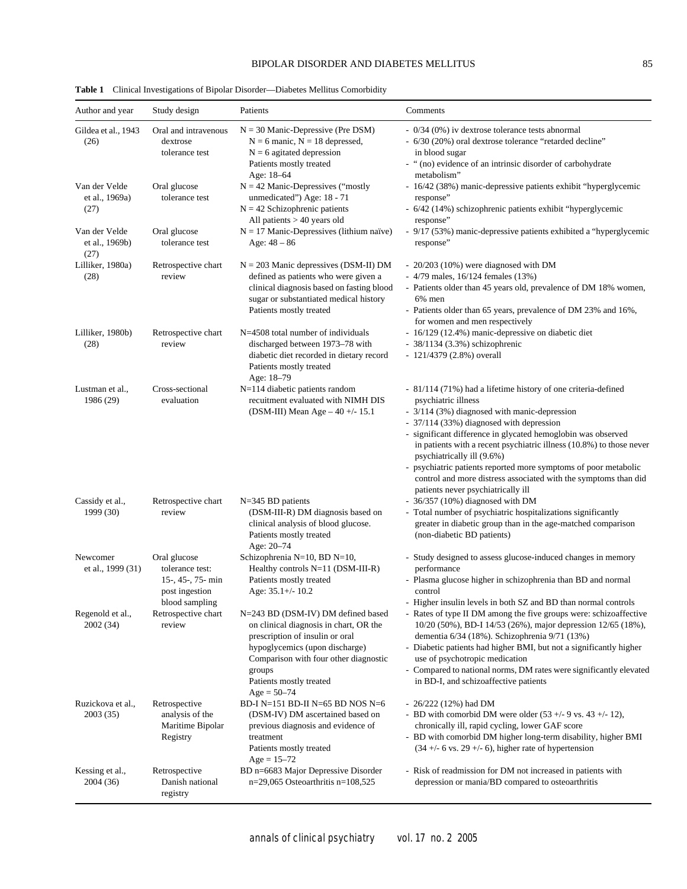**Table 1** Clinical Investigations of Bipolar Disorder—Diabetes Mellitus Comorbidity

| Author and year | Study design | Patients | Comments |
|---|---|---|---|
| Gildea et al., 1943 (26) | Oral and intravenous dextrose tolerance test | N = 30 Manic-Depressive (Pre DSM) N = 6 manic, N = 18 depressed, N = 6 agitated depression Patients mostly treated Age: 18–64 | - 0/34 (0%) iv dextrose tolerance tests abnormal - 6/30 (20%) oral dextrose tolerance "retarded decline" in blood sugar - " (no) evidence of an intrinsic disorder of carbohydrate metabolism" |
| Van der Velde et al., 1969a) (27) | Oral glucose tolerance test | N = 42 Manic-Depressives ("mostly unmedicated") Age: 18 - 71 N = 42 Schizophrenic patients All patients > 40 years old | - 16/42 (38%) manic-depressive patients exhibit "hyperglycemic response" - 6/42 (14%) schizophrenic patients exhibit "hyperglycemic response" |
| Van der Velde et al., 1969b) (27) | Oral glucose tolerance test | N = 17 Manic-Depressives (lithium naïve) Age: 48 – 86 | - 9/17 (53%) manic-depressive patients exhibited a "hyperglycemic response" |
| Lilliker, 1980a) (28) | Retrospective chart review | N = 203 Manic depressives (DSM-II) DM defined as patients who were given a clinical diagnosis based on fasting blood sugar or substantiated medical history Patients mostly treated | - 20/203 (10%) were diagnosed with DM - 4/79 males, 16/124 females (13%) - Patients older than 45 years old, prevalence of DM 18% women, 6% men - Patients older than 65 years, prevalence of DM 23% and 16%, for women and men respectively |
| Lilliker, 1980b) (28) | Retrospective chart review | N=4508 total number of individuals discharged between 1973–78 with diabetic diet recorded in dietary record Patients mostly treated Age: 18–79 | - 16/129 (12.4%) manic-depressive on diabetic diet - 38/1134 (3.3%) schizophrenic - 121/4379 (2.8%) overall |
| Lustman et al., 1986 (29) | Cross-sectional evaluation | N=114 diabetic patients random recuitment evaluated with NIMH DIS (DSM-III) Mean Age – 40 +/- 15.1 | - 81/114 (71%) had a lifetime history of one criteria-defined psychiatric illness - 3/114 (3%) diagnosed with manic-depression - 37/114 (33%) diagnosed with depression - significant difference in glycated hemoglobin was observed in patients with a recent psychiatric illness (10.8%) to those never psychiatrically ill (9.6%) - psychiatric patients reported more symptoms of poor metabolic control and more distress associated with the symptoms than did patients never psychiatrically ill |
| Cassidy et al., 1999 (30) | Retrospective chart review | N=345 BD patients (DSM-III-R) DM diagnosis based on clinical analysis of blood glucose. Patients mostly treated Age: 20–74 | - 36/357 (10%) diagnosed with DM - Total number of psychiatric hospitalizations significantly greater in diabetic group than in the age-matched comparison (non-diabetic BD patients) |
| Newcomer et al., 1999 (31) | Oral glucose tolerance test: 15-, 45-, 75- min post ingestion blood sampling | Schizophrenia N=10, BD N=10, Healthy controls N=11 (DSM-III-R) Patients mostly treated Age: 35.1+/- 10.2 | - Study designed to assess glucose-induced changes in memory performance - Plasma glucose higher in schizophrenia than BD and normal control - Higher insulin levels in both SZ and BD than normal controls |
| Regenold et al., 2002 (34) | Retrospective chart review | N=243 BD (DSM-IV) DM defined based on clinical diagnosis in chart, OR the prescription of insulin or oral hypoglycemics (upon discharge) Comparison with four other diagnostic groups Patients mostly treated Age = 50–74 | - Rates of type II DM among the five groups were: schizoaffective 10/20 (50%), BD-I 14/53 (26%), major depression 12/65 (18%), dementia 6/34 (18%). Schizophrenia 9/71 (13%) - Diabetic patients had higher BMI, but not a significantly higher use of psychotropic medication - Compared to national norms, DM rates were significantly elevated in BD-I, and schizoaffective patients |
| Ruzickova et al., 2003 (35) | Retrospective analysis of the Maritime Bipolar Registry | BD-I N=151 BD-II N=65 BD NOS N=6 (DSM-IV) DM ascertained based on previous diagnosis and evidence of treatment Patients mostly treated Age = 15–72 | - 26/222 (12%) had DM - BD with comorbid DM were older (53 +/- 9 vs. 43 +/- 12), chronically ill, rapid cycling, lower GAF score - BD with comorbid DM higher long-term disability, higher BMI (34 +/- 6 vs. 29 +/- 6), higher rate of hypertension |
| Kessing et al., 2004 (36) | Retrospective Danish national registry | BD n=6683 Major Depressive Disorder n=29,065 Osteoarthritis n=108,525 | - Risk of readmission for DM not increased in patients with depression or mania/BD compared to osteoarthritis |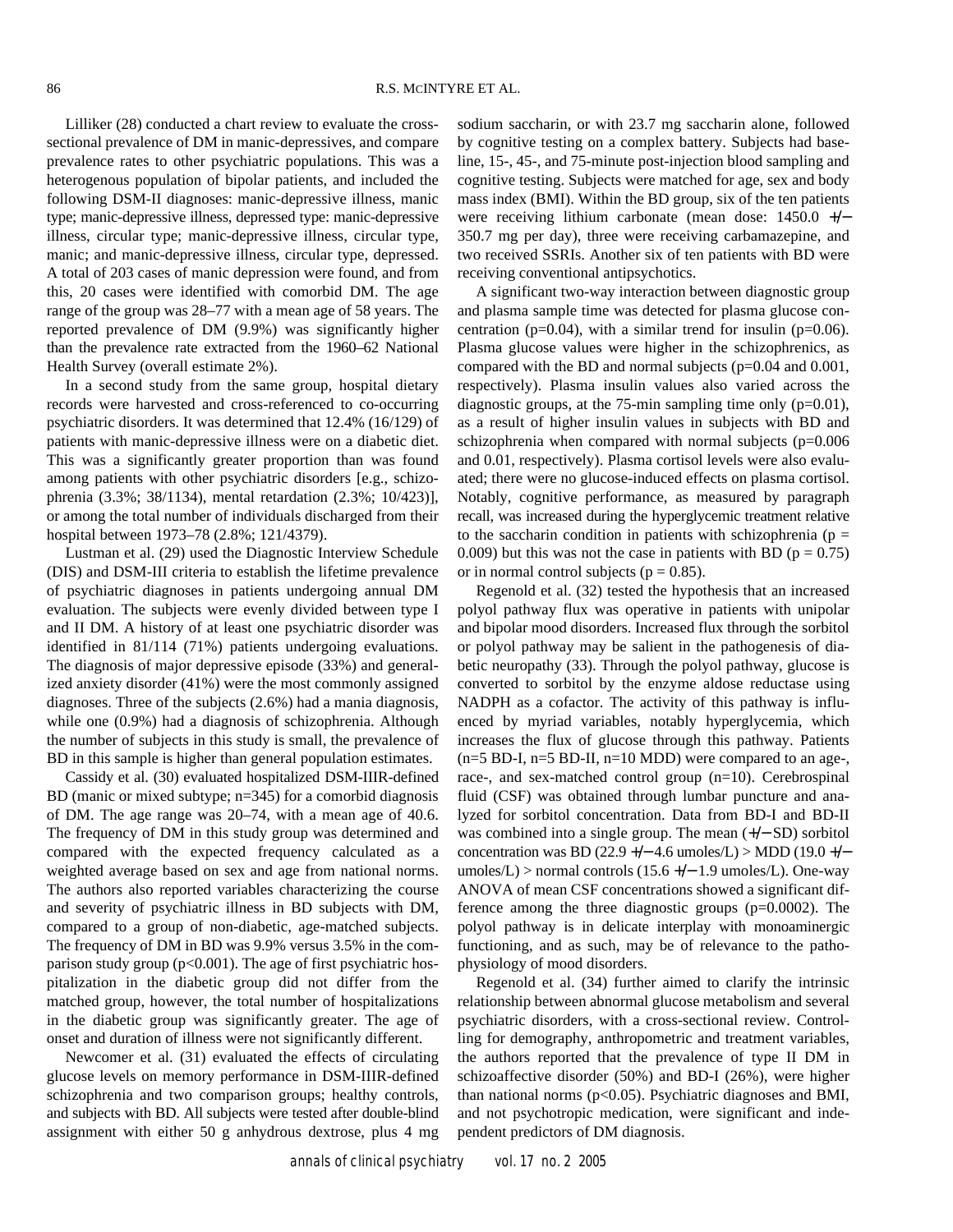Lilliker (28) conducted a chart review to evaluate the cross-sectional prevalence of DM in manic-depressives, and compare prevalence rates to other psychiatric populations. This was a heterogenous population of bipolar patients, and included the following DSM-II diagnoses: manic-depressive illness, manic type; manic-depressive illness, depressed type: manic-depressive illness, circular type; manic-depressive illness, circular type, manic; and manic-depressive illness, circular type, depressed. A total of 203 cases of manic depression were found, and from this, 20 cases were identified with comorbid DM. The age range of the group was 28–77 with a mean age of 58 years. The reported prevalence of DM (9.9%) was significantly higher than the prevalence rate extracted from the 1960–62 National Health Survey (overall estimate 2%).

In a second study from the same group, hospital dietary records were harvested and cross-referenced to co-occurring psychiatric disorders. It was determined that 12.4% (16/129) of patients with manic-depressive illness were on a diabetic diet. This was a significantly greater proportion than was found among patients with other psychiatric disorders [e.g., schizophrenia (3.3%; 38/1134), mental retardation (2.3%; 10/423)], or among the total number of individuals discharged from their hospital between 1973–78 (2.8%; 121/4379).

Lustman et al. (29) used the Diagnostic Interview Schedule (DIS) and DSM-III criteria to establish the lifetime prevalence of psychiatric diagnoses in patients undergoing annual DM evaluation. The subjects were evenly divided between type I and II DM. A history of at least one psychiatric disorder was identified in 81/114 (71%) patients undergoing evaluations. The diagnosis of major depressive episode (33%) and generalized anxiety disorder (41%) were the most commonly assigned diagnoses. Three of the subjects (2.6%) had a mania diagnosis, while one (0.9%) had a diagnosis of schizophrenia. Although the number of subjects in this study is small, the prevalence of BD in this sample is higher than general population estimates.

Cassidy et al. (30) evaluated hospitalized DSM-IIIR-defined BD (manic or mixed subtype; n=345) for a comorbid diagnosis of DM. The age range was 20–74, with a mean age of 40.6. The frequency of DM in this study group was determined and compared with the expected frequency calculated as a weighted average based on sex and age from national norms. The authors also reported variables characterizing the course and severity of psychiatric illness in BD subjects with DM, compared to a group of non-diabetic, age-matched subjects. The frequency of DM in BD was 9.9% versus 3.5% in the comparison study group ($p<0.001$). The age of first psychiatric hospitalization in the diabetic group did not differ from the matched group, however, the total number of hospitalizations in the diabetic group was significantly greater. The age of onset and duration of illness were not significantly different.

Newcomer et al. (31) evaluated the effects of circulating glucose levels on memory performance in DSM-IIIR-defined schizophrenia and two comparison groups; healthy controls, and subjects with BD. All subjects were tested after double-blind assignment with either 50 g anhydrous dextrose, plus 4 mg sodium saccharin, or with 23.7 mg saccharin alone, followed by cognitive testing on a complex battery. Subjects had baseline, 15-, 45-, and 75-minute post-injection blood sampling and cognitive testing. Subjects were matched for age, sex and body mass index (BMI). Within the BD group, six of the ten patients were receiving lithium carbonate (mean dose: 1450.0 +/− 350.7 mg per day), three were receiving carbamazepine, and two received SSRIs. Another six of ten patients with BD were receiving conventional antipsychotics.

A significant two-way interaction between diagnostic group and plasma sample time was detected for plasma glucose concentration ($p=0.04$), with a similar trend for insulin ($p=0.06$). Plasma glucose values were higher in the schizophrenics, as compared with the BD and normal subjects ($p=0.04$ and 0.001, respectively). Plasma insulin values also varied across the diagnostic groups, at the 75-min sampling time only ($p=0.01$), as a result of higher insulin values in subjects with BD and schizophrenia when compared with normal subjects ($p=0.006$ and 0.01, respectively). Plasma cortisol levels were also evaluated; there were no glucose-induced effects on plasma cortisol. Notably, cognitive performance, as measured by paragraph recall, was increased during the hyperglycemic treatment relative to the saccharin condition in patients with schizophrenia ($p = 0.009$) but this was not the case in patients with BD ($p = 0.75$) or in normal control subjects ($p = 0.85$).

Regenold et al. (32) tested the hypothesis that an increased polyol pathway flux was operative in patients with unipolar and bipolar mood disorders. Increased flux through the sorbitol or polyol pathway may be salient in the pathogenesis of diabetic neuropathy (33). Through the polyol pathway, glucose is converted to sorbitol by the enzyme aldose reductase using NADPH as a cofactor. The activity of this pathway is influenced by myriad variables, notably hyperglycemia, which increases the flux of glucose through this pathway. Patients (n=5 BD-I, n=5 BD-II, n=10 MDD) were compared to an age-, race-, and sex-matched control group (n=10). Cerebrospinal fluid (CSF) was obtained through lumbar puncture and analyzed for sorbitol concentration. Data from BD-I and BD-II was combined into a single group. The mean (+/− SD) sorbitol concentration was BD (22.9 +/− 4.6 umoles/L) > MDD (19.0 +/− umoles/L) > normal controls (15.6 +/− 1.9 umoles/L). One-way ANOVA of mean CSF concentrations showed a significant difference among the three diagnostic groups ($p=0.0002$). The polyol pathway is in delicate interplay with monoaminergic functioning, and as such, may be of relevance to the pathophysiology of mood disorders.

Regenold et al. (34) further aimed to clarify the intrinsic relationship between abnormal glucose metabolism and several psychiatric disorders, with a cross-sectional review. Controlling for demography, anthropometric and treatment variables, the authors reported that the prevalence of type II DM in schizoaffective disorder (50%) and BD-I (26%), were higher than national norms ($p<0.05$). Psychiatric diagnoses and BMI, and not psychotropic medication, were significant and independent predictors of DM diagnosis.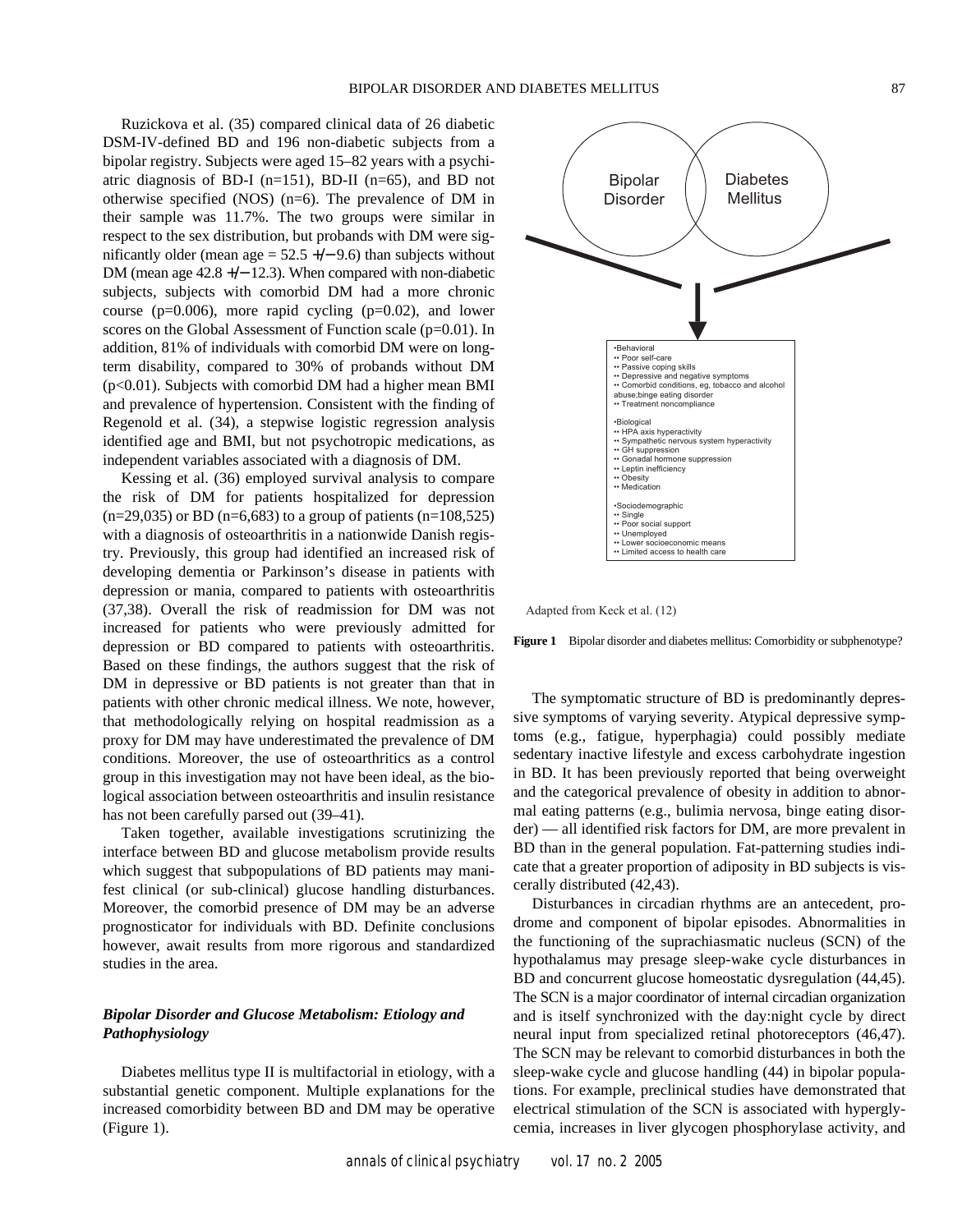Ruzickova et al. (35) compared clinical data of 26 diabetic DSM-IV-defined BD and 196 non-diabetic subjects from a bipolar registry. Subjects were aged 15–82 years with a psychiatric diagnosis of BD-I (n=151), BD-II (n=65), and BD not otherwise specified (NOS) (n=6). The prevalence of DM in their sample was 11.7%. The two groups were similar in respect to the sex distribution, but probands with DM were significantly older (mean age = 52.5 +/− 9.6) than subjects without DM (mean age 42.8 +/− 12.3). When compared with non-diabetic subjects, subjects with comorbid DM had a more chronic course (p=0.006), more rapid cycling (p=0.02), and lower scores on the Global Assessment of Function scale (p=0.01). In addition, 81% of individuals with comorbid DM were on long-term disability, compared to 30% of probands without DM (p<0.01). Subjects with comorbid DM had a higher mean BMI and prevalence of hypertension. Consistent with the finding of Regenold et al. (34), a stepwise logistic regression analysis identified age and BMI, but not psychotropic medications, as independent variables associated with a diagnosis of DM.

Kessing et al. (36) employed survival analysis to compare the risk of DM for patients hospitalized for depression (n=29,035) or BD (n=6,683) to a group of patients (n=108,525) with a diagnosis of osteoarthritis in a nationwide Danish registry. Previously, this group had identified an increased risk of developing dementia or Parkinson's disease in patients with depression or mania, compared to patients with osteoarthritis (37,38). Overall the risk of readmission for DM was not increased for patients who were previously admitted for depression or BD compared to patients with osteoarthritis. Based on these findings, the authors suggest that the risk of DM in depressive or BD patients is not greater than that in patients with other chronic medical illness. We note, however, that methodologically relying on hospital readmission as a proxy for DM may have underestimated the prevalence of DM conditions. Moreover, the use of osteoarthritics as a control group in this investigation may not have been ideal, as the biological association between osteoarthritis and insulin resistance has not been carefully parsed out (39–41).

Taken together, available investigations scrutinizing the interface between BD and glucose metabolism provide results which suggest that subpopulations of BD patients may manifest clinical (or sub-clinical) glucose handling disturbances. Moreover, the comorbid presence of DM may be an adverse prognosticator for individuals with BD. Definite conclusions however, await results from more rigorous and standardized studies in the area.

### *Bipolar Disorder and Glucose Metabolism: Etiology and Pathophysiology*

Diabetes mellitus type II is multifactorial in etiology, with a substantial genetic component. Multiple explanations for the increased comorbidity between BD and DM may be operative (Figure 1).

Bipolar Disorder

Diabetes Mellitus

•Behavioral
•• Poor self-care
•• Passive coping skills
•• Depressive and negative symptoms
•• Comorbid conditions, eg, tobacco and alcohol abuse;binge eating disorder
•• Treatment noncompliance

•Biological
•• HPA axis hyperactivity
•• Sympathetic nervous system hyperactivity
•• GH suppression
•• Gonadal hormone suppression
•• Leptin inefficiency
•• Obesity
•• Medication

•Sociodemographic
•• Single
•• Poor social support
•• Unemployed
•• Lower socioeconomic means
•• Limited access to health care

Adapted from Keck et al. (12)

**Figure 1** Bipolar disorder and diabetes mellitus: Comorbidity or subphenotype?

The symptomatic structure of BD is predominantly depressive symptoms of varying severity. Atypical depressive symptoms (e.g., fatigue, hyperphagia) could possibly mediate sedentary inactive lifestyle and excess carbohydrate ingestion in BD. It has been previously reported that being overweight and the categorical prevalence of obesity in addition to abnormal eating patterns (e.g., bulimia nervosa, binge eating disorder) — all identified risk factors for DM, are more prevalent in BD than in the general population. Fat-patterning studies indicate that a greater proportion of adiposity in BD subjects is viscerally distributed (42,43).

Disturbances in circadian rhythms are an antecedent, prodrome and component of bipolar episodes. Abnormalities in the functioning of the suprachiasmatic nucleus (SCN) of the hypothalamus may presage sleep-wake cycle disturbances in BD and concurrent glucose homeostatic dysregulation (44,45). The SCN is a major coordinator of internal circadian organization and is itself synchronized with the day:night cycle by direct neural input from specialized retinal photoreceptors (46,47). The SCN may be relevant to comorbid disturbances in both the sleep-wake cycle and glucose handling (44) in bipolar populations. For example, preclinical studies have demonstrated that electrical stimulation of the SCN is associated with hyperglycemia, increases in liver glycogen phosphorylase activity, and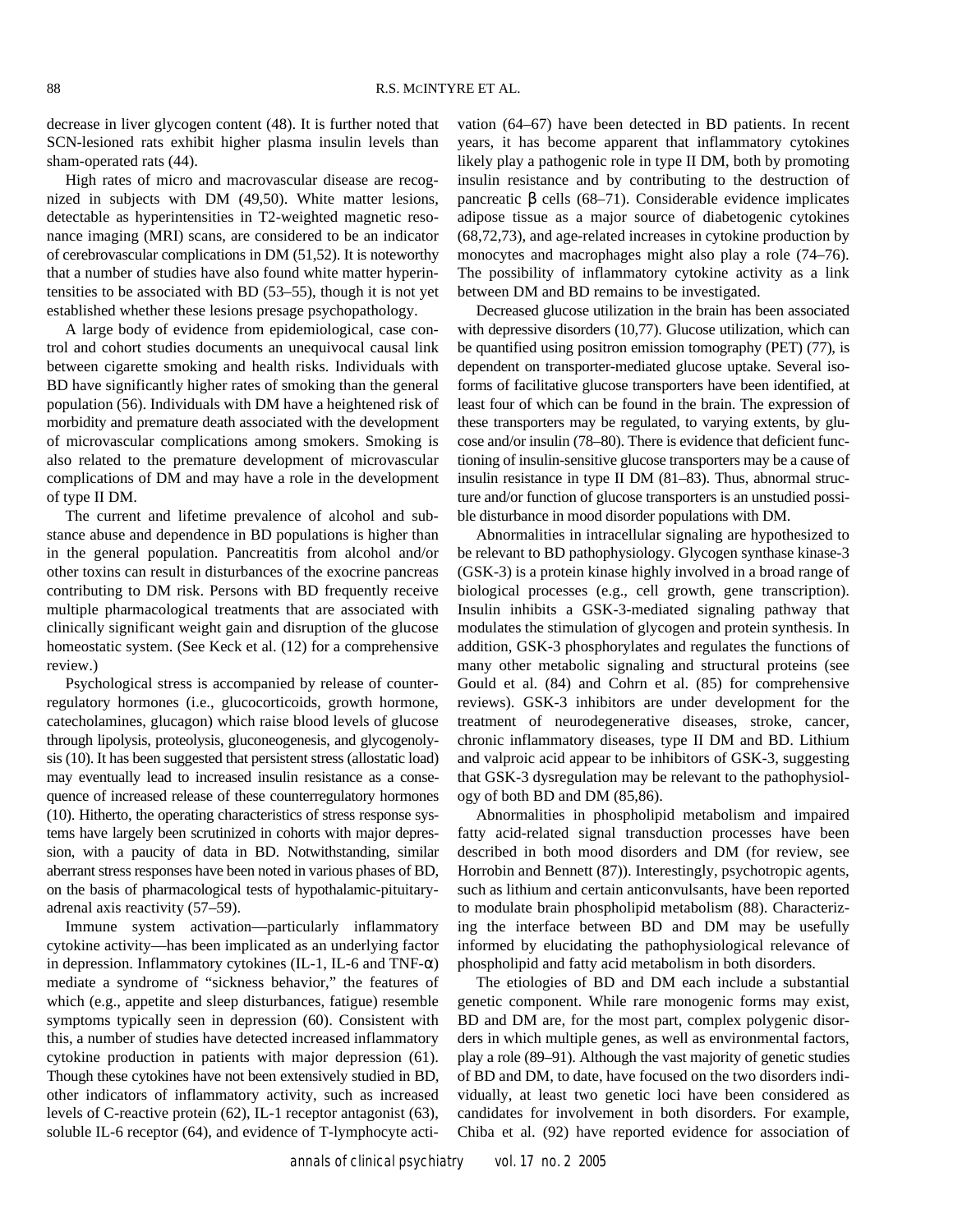decrease in liver glycogen content (48). It is further noted that SCN-lesioned rats exhibit higher plasma insulin levels than sham-operated rats (44).

High rates of micro and macrovascular disease are recognized in subjects with DM (49,50). White matter lesions, detectable as hyperintensities in T2-weighted magnetic resonance imaging (MRI) scans, are considered to be an indicator of cerebrovascular complications in DM (51,52). It is noteworthy that a number of studies have also found white matter hyperintensities to be associated with BD (53–55), though it is not yet established whether these lesions presage psychopathology.

A large body of evidence from epidemiological, case control and cohort studies documents an unequivocal causal link between cigarette smoking and health risks. Individuals with BD have significantly higher rates of smoking than the general population (56). Individuals with DM have a heightened risk of morbidity and premature death associated with the development of microvascular complications among smokers. Smoking is also related to the premature development of microvascular complications of DM and may have a role in the development of type II DM.

The current and lifetime prevalence of alcohol and substance abuse and dependence in BD populations is higher than in the general population. Pancreatitis from alcohol and/or other toxins can result in disturbances of the exocrine pancreas contributing to DM risk. Persons with BD frequently receive multiple pharmacological treatments that are associated with clinically significant weight gain and disruption of the glucose homeostatic system. (See Keck et al. (12) for a comprehensive review.)

Psychological stress is accompanied by release of counterregulatory hormones (i.e., glucocorticoids, growth hormone, catecholamines, glucagon) which raise blood levels of glucose through lipolysis, proteolysis, gluconeogenesis, and glycogenolysis (10). It has been suggested that persistent stress (allostatic load) may eventually lead to increased insulin resistance as a consequence of increased release of these counterregulatory hormones (10). Hitherto, the operating characteristics of stress response systems have largely been scrutinized in cohorts with major depression, with a paucity of data in BD. Notwithstanding, similar aberrant stress responses have been noted in various phases of BD, on the basis of pharmacological tests of hypothalamic-pituitary-adrenal axis reactivity (57–59).

Immune system activation—particularly inflammatory cytokine activity—has been implicated as an underlying factor in depression. Inflammatory cytokines (IL-1, IL-6 and TNF-$\alpha$) mediate a syndrome of "sickness behavior," the features of which (e.g., appetite and sleep disturbances, fatigue) resemble symptoms typically seen in depression (60). Consistent with this, a number of studies have detected increased inflammatory cytokine production in patients with major depression (61). Though these cytokines have not been extensively studied in BD, other indicators of inflammatory activity, such as increased levels of C-reactive protein (62), IL-1 receptor antagonist (63), soluble IL-6 receptor (64), and evidence of T-lymphocyte activation (64–67) have been detected in BD patients. In recent years, it has become apparent that inflammatory cytokines likely play a pathogenic role in type II DM, both by promoting insulin resistance and by contributing to the destruction of pancreatic $\beta$ cells (68–71). Considerable evidence implicates adipose tissue as a major source of diabetogenic cytokines (68,72,73), and age-related increases in cytokine production by monocytes and macrophages might also play a role (74–76). The possibility of inflammatory cytokine activity as a link between DM and BD remains to be investigated.

Decreased glucose utilization in the brain has been associated with depressive disorders (10,77). Glucose utilization, which can be quantified using positron emission tomography (PET) (77), is dependent on transporter-mediated glucose uptake. Several isoforms of facilitative glucose transporters have been identified, at least four of which can be found in the brain. The expression of these transporters may be regulated, to varying extents, by glucose and/or insulin (78–80). There is evidence that deficient functioning of insulin-sensitive glucose transporters may be a cause of insulin resistance in type II DM (81–83). Thus, abnormal structure and/or function of glucose transporters is an unstudied possible disturbance in mood disorder populations with DM.

Abnormalities in intracellular signaling are hypothesized to be relevant to BD pathophysiology. Glycogen synthase kinase-3 (GSK-3) is a protein kinase highly involved in a broad range of biological processes (e.g., cell growth, gene transcription). Insulin inhibits a GSK-3-mediated signaling pathway that modulates the stimulation of glycogen and protein synthesis. In addition, GSK-3 phosphorylates and regulates the functions of many other metabolic signaling and structural proteins (see Gould et al. (84) and Cohrn et al. (85) for comprehensive reviews). GSK-3 inhibitors are under development for the treatment of neurodegenerative diseases, stroke, cancer, chronic inflammatory diseases, type II DM and BD. Lithium and valproic acid appear to be inhibitors of GSK-3, suggesting that GSK-3 dysregulation may be relevant to the pathophysiology of both BD and DM (85,86).

Abnormalities in phospholipid metabolism and impaired fatty acid-related signal transduction processes have been described in both mood disorders and DM (for review, see Horrobin and Bennett (87)). Interestingly, psychotropic agents, such as lithium and certain anticonvulsants, have been reported to modulate brain phospholipid metabolism (88). Characterizing the interface between BD and DM may be usefully informed by elucidating the pathophysiological relevance of phospholipid and fatty acid metabolism in both disorders.

The etiologies of BD and DM each include a substantial genetic component. While rare monogenic forms may exist, BD and DM are, for the most part, complex polygenic disorders in which multiple genes, as well as environmental factors, play a role (89–91). Although the vast majority of genetic studies of BD and DM, to date, have focused on the two disorders individually, at least two genetic loci have been considered as candidates for involvement in both disorders. For example, Chiba et al. (92) have reported evidence for association of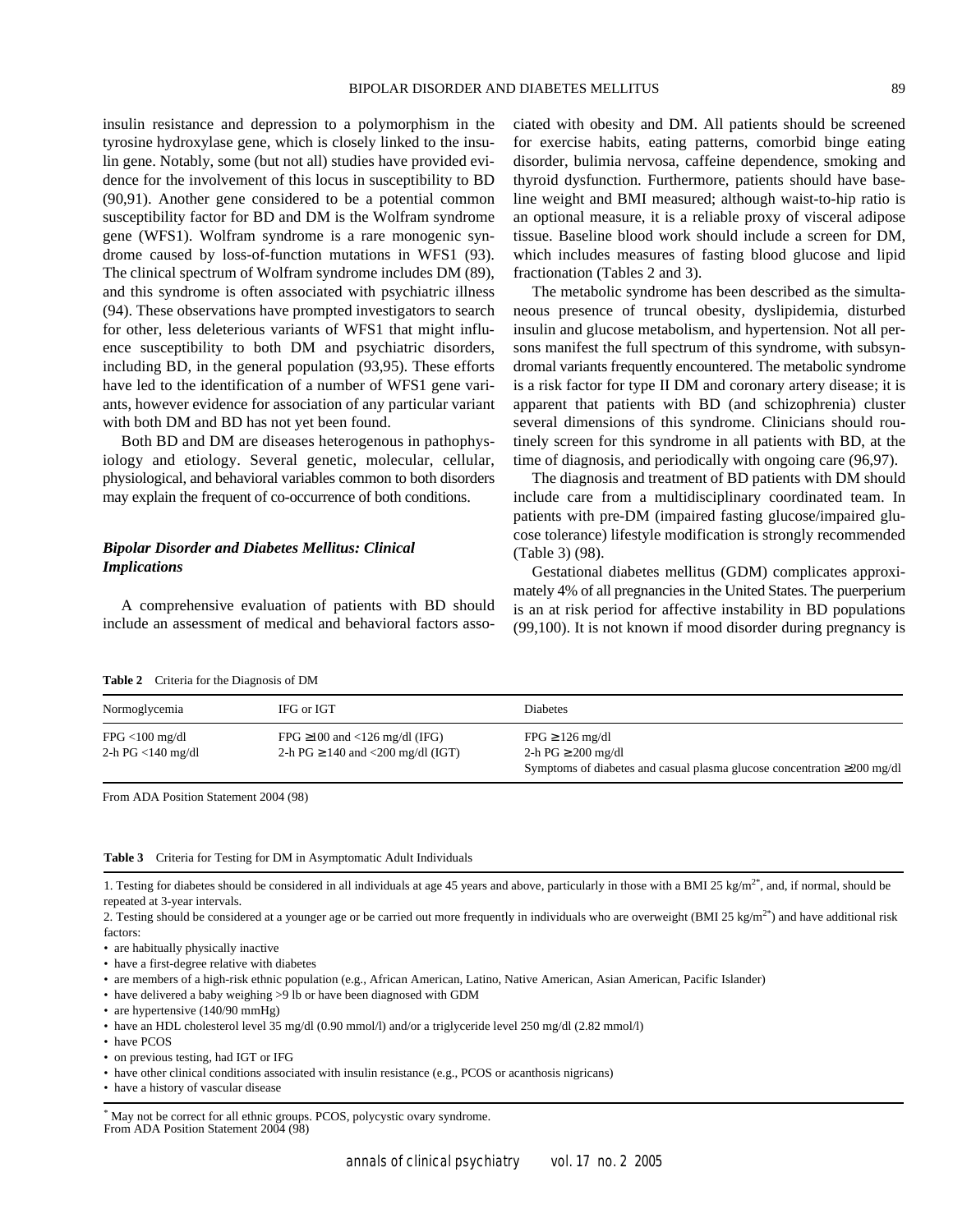insulin resistance and depression to a polymorphism in the tyrosine hydroxylase gene, which is closely linked to the insulin gene. Notably, some (but not all) studies have provided evidence for the involvement of this locus in susceptibility to BD (90,91). Another gene considered to be a potential common susceptibility factor for BD and DM is the Wolfram syndrome gene (WFS1). Wolfram syndrome is a rare monogenic syndrome caused by loss-of-function mutations in WFS1 (93). The clinical spectrum of Wolfram syndrome includes DM (89), and this syndrome is often associated with psychiatric illness (94). These observations have prompted investigators to search for other, less deleterious variants of WFS1 that might influence susceptibility to both DM and psychiatric disorders, including BD, in the general population (93,95). These efforts have led to the identification of a number of WFS1 gene variants, however evidence for association of any particular variant with both DM and BD has not yet been found.

Both BD and DM are diseases heterogenous in pathophysiology and etiology. Several genetic, molecular, cellular, physiological, and behavioral variables common to both disorders may explain the frequent of co-occurrence of both conditions.

### *Bipolar Disorder and Diabetes Mellitus: Clinical Implications*

A comprehensive evaluation of patients with BD should include an assessment of medical and behavioral factors associated with obesity and DM. All patients should be screened for exercise habits, eating patterns, comorbid binge eating disorder, bulimia nervosa, caffeine dependence, smoking and thyroid dysfunction. Furthermore, patients should have baseline weight and BMI measured; although waist-to-hip ratio is an optional measure, it is a reliable proxy of visceral adipose tissue. Baseline blood work should include a screen for DM, which includes measures of fasting blood glucose and lipid fractionation (Tables 2 and 3).

The metabolic syndrome has been described as the simultaneous presence of truncal obesity, dyslipidemia, disturbed insulin and glucose metabolism, and hypertension. Not all persons manifest the full spectrum of this syndrome, with subsyndromal variants frequently encountered. The metabolic syndrome is a risk factor for type II DM and coronary artery disease; it is apparent that patients with BD (and schizophrenia) cluster several dimensions of this syndrome. Clinicians should routinely screen for this syndrome in all patients with BD, at the time of diagnosis, and periodically with ongoing care (96,97).

The diagnosis and treatment of BD patients with DM should include care from a multidisciplinary coordinated team. In patients with pre-DM (impaired fasting glucose/impaired glucose tolerance) lifestyle modification is strongly recommended (Table 3) (98).

Gestational diabetes mellitus (GDM) complicates approximately 4% of all pregnancies in the United States. The puerperium is an at risk period for affective instability in BD populations (99,100). It is not known if mood disorder during pregnancy is

**Table 2** Criteria for the Diagnosis of DM

| Normoglycemia | IFG or IGT | Diabetes |
|---|---|---|
| FPG <100 mg/dl<br>2-h PG <140 mg/dl | FPG ≥100 and <126 mg/dl (IFG)<br>2-h PG ≥ 140 and <200 mg/dl (IGT) | FPG ≥ 126 mg/dl<br>2-h PG ≥ 200 mg/dl<br>Symptoms of diabetes and casual plasma glucose concentration ≥200 mg/dl |

From ADA Position Statement 2004 (98)

**Table 3** Criteria for Testing for DM in Asymptomatic Adult Individuals

1. Testing for diabetes should be considered in all individuals at age 45 years and above, particularly in those with a BMI 25 kg/m$^{2*}$, and, if normal, should be repeated at 3-year intervals.
2. Testing should be considered at a younger age or be carried out more frequently in individuals who are overweight (BMI 25 kg/m$^{2*}$) and have additional risk factors:

- are habitually physically inactive
- have a first-degree relative with diabetes
- are members of a high-risk ethnic population (e.g., African American, Latino, Native American, Asian American, Pacific Islander)
- have delivered a baby weighing >9 lb or have been diagnosed with GDM
- are hypertensive (140/90 mmHg)
- have an HDL cholesterol level 35 mg/dl (0.90 mmol/l) and/or a triglyceride level 250 mg/dl (2.82 mmol/l)
- have PCOS
- on previous testing, had IGT or IFG
- have other clinical conditions associated with insulin resistance (e.g., PCOS or acanthosis nigricans)
- have a history of vascular disease

\* May not be correct for all ethnic groups. PCOS, polycystic ovary syndrome.
From ADA Position Statement 2004 (98)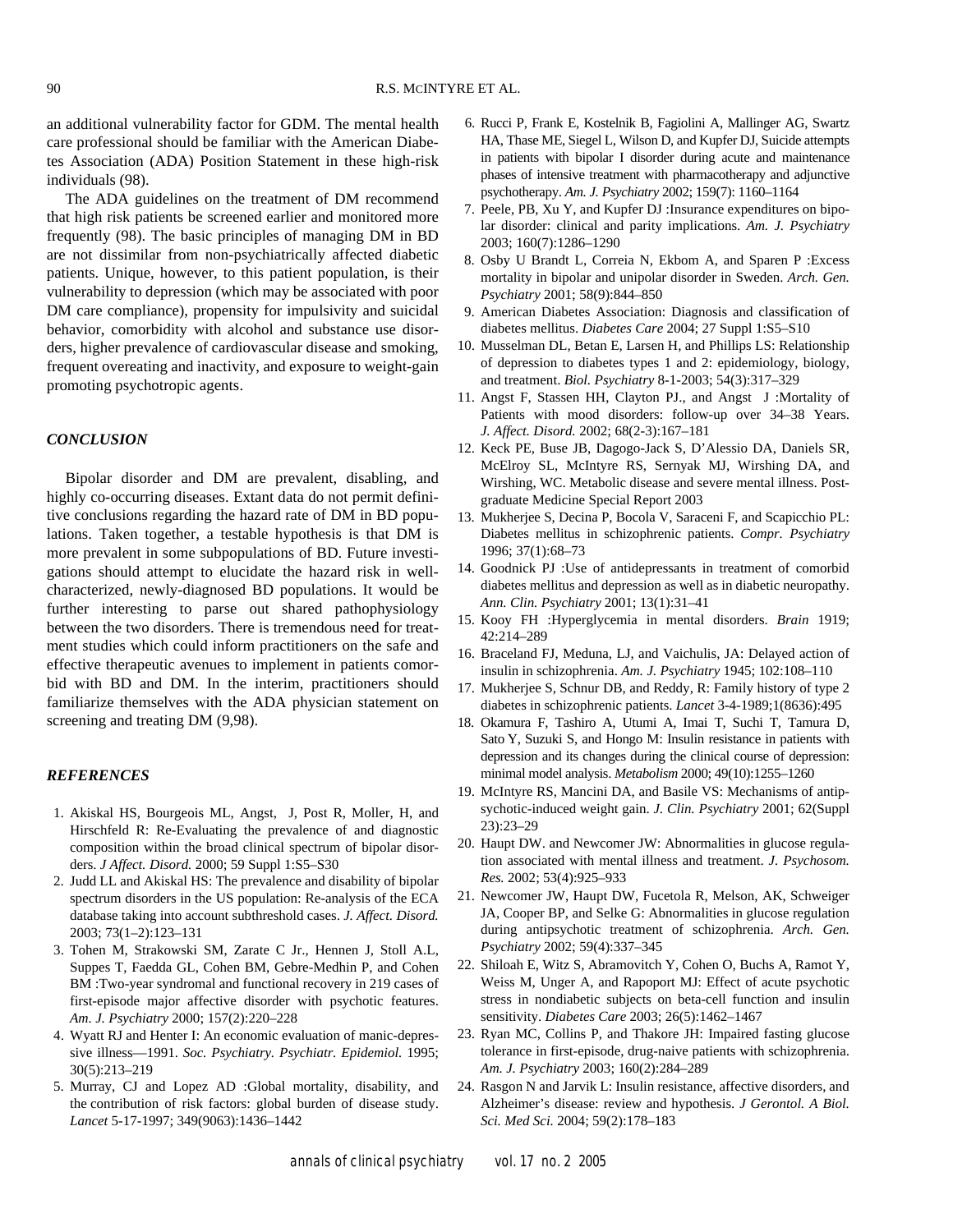an additional vulnerability factor for GDM. The mental health care professional should be familiar with the American Diabetes Association (ADA) Position Statement in these high-risk individuals (98).

The ADA guidelines on the treatment of DM recommend that high risk patients be screened earlier and monitored more frequently (98). The basic principles of managing DM in BD are not dissimilar from non-psychiatrically affected diabetic patients. Unique, however, to this patient population, is their vulnerability to depression (which may be associated with poor DM care compliance), propensity for impulsivity and suicidal behavior, comorbidity with alcohol and substance use disorders, higher prevalence of cardiovascular disease and smoking, frequent overeating and inactivity, and exposure to weight-gain promoting psychotropic agents.

## *CONCLUSION*

Bipolar disorder and DM are prevalent, disabling, and highly co-occurring diseases. Extant data do not permit definitive conclusions regarding the hazard rate of DM in BD populations. Taken together, a testable hypothesis is that DM is more prevalent in some subpopulations of BD. Future investigations should attempt to elucidate the hazard risk in well-characterized, newly-diagnosed BD populations. It would be further interesting to parse out shared pathophysiology between the two disorders. There is tremendous need for treatment studies which could inform practitioners on the safe and effective therapeutic avenues to implement in patients comorbid with BD and DM. In the interim, practitioners should familiarize themselves with the ADA physician statement on screening and treating DM (9,98).

## *REFERENCES*

1. Akiskal HS, Bourgeois ML, Angst, J, Post R, Moller, H, and Hirschfeld R: Re-Evaluating the prevalence of and diagnostic composition within the broad clinical spectrum of bipolar disorders. *J Affect. Disord.* 2000; 59 Suppl 1:S5–S30
2. Judd LL and Akiskal HS: The prevalence and disability of bipolar spectrum disorders in the US population: Re-analysis of the ECA database taking into account subthreshold cases. *J. Affect. Disord.* 2003; 73(1–2):123–131
3. Tohen M, Strakowski SM, Zarate C Jr., Hennen J, Stoll A.L, Suppes T, Faedda GL, Cohen BM, Gebre-Medhin P, and Cohen BM :Two-year syndromal and functional recovery in 219 cases of first-episode major affective disorder with psychotic features. *Am. J. Psychiatry* 2000; 157(2):220–228
4. Wyatt RJ and Henter I: An economic evaluation of manic-depressive illness—1991. *Soc. Psychiatry. Psychiatr. Epidemiol.* 1995; 30(5):213–219
5. Murray, CJ and Lopez AD :Global mortality, disability, and the contribution of risk factors: global burden of disease study. *Lancet* 5-17-1997; 349(9063):1436–1442
6. Rucci P, Frank E, Kostelnik B, Fagiolini A, Mallinger AG, Swartz HA, Thase ME, Siegel L, Wilson D, and Kupfer DJ, Suicide attempts in patients with bipolar I disorder during acute and maintenance phases of intensive treatment with pharmacotherapy and adjunctive psychotherapy. *Am. J. Psychiatry* 2002; 159(7): 1160–1164
7. Peele, PB, Xu Y, and Kupfer DJ :Insurance expenditures on bipolar disorder: clinical and parity implications. *Am. J. Psychiatry* 2003; 160(7):1286–1290
8. Osby U Brandt L, Correia N, Ekbom A, and Sparen P :Excess mortality in bipolar and unipolar disorder in Sweden. *Arch. Gen. Psychiatry* 2001; 58(9):844–850
9. American Diabetes Association: Diagnosis and classification of diabetes mellitus. *Diabetes Care* 2004; 27 Suppl 1:S5–S10
10. Musselman DL, Betan E, Larsen H, and Phillips LS: Relationship of depression to diabetes types 1 and 2: epidemiology, biology, and treatment. *Biol. Psychiatry* 8-1-2003; 54(3):317–329
11. Angst F, Stassen HH, Clayton PJ., and Angst J :Mortality of Patients with mood disorders: follow-up over 34–38 Years. *J. Affect. Disord.* 2002; 68(2-3):167–181
12. Keck PE, Buse JB, Dagogo-Jack S, D'Alessio DA, Daniels SR, McElroy SL, McIntyre RS, Sernyak MJ, Wirshing DA, and Wirshing, WC. Metabolic disease and severe mental illness. Postgraduate Medicine Special Report 2003
13. Mukherjee S, Decina P, Bocola V, Saraceni F, and Scapicchio PL: Diabetes mellitus in schizophrenic patients. *Compr. Psychiatry* 1996; 37(1):68–73
14. Goodnick PJ :Use of antidepressants in treatment of comorbid diabetes mellitus and depression as well as in diabetic neuropathy. *Ann. Clin. Psychiatry* 2001; 13(1):31–41
15. Kooy FH :Hyperglycemia in mental disorders. *Brain* 1919; 42:214–289
16. Braceland FJ, Meduna, LJ, and Vaichulis, JA: Delayed action of insulin in schizophrenia. *Am. J. Psychiatry* 1945; 102:108–110
17. Mukherjee S, Schnur DB, and Reddy, R: Family history of type 2 diabetes in schizophrenic patients. *Lancet* 3-4-1989;1(8636):495
18. Okamura F, Tashiro A, Utumi A, Imai T, Suchi T, Tamura D, Sato Y, Suzuki S, and Hongo M: Insulin resistance in patients with depression and its changes during the clinical course of depression: minimal model analysis. *Metabolism* 2000; 49(10):1255–1260
19. McIntyre RS, Mancini DA, and Basile VS: Mechanisms of antipsychotic-induced weight gain. *J. Clin. Psychiatry* 2001; 62(Suppl 23):23–29
20. Haupt DW. and Newcomer JW: Abnormalities in glucose regulation associated with mental illness and treatment. *J. Psychosom. Res.* 2002; 53(4):925–933
21. Newcomer JW, Haupt DW, Fucetola R, Melson, AK, Schweiger JA, Cooper BP, and Selke G: Abnormalities in glucose regulation during antipsychotic treatment of schizophrenia. *Arch. Gen. Psychiatry* 2002; 59(4):337–345
22. Shiloah E, Witz S, Abramovitch Y, Cohen O, Buchs A, Ramot Y, Weiss M, Unger A, and Rapoport MJ: Effect of acute psychotic stress in nondiabetic subjects on beta-cell function and insulin sensitivity. *Diabetes Care* 2003; 26(5):1462–1467
23. Ryan MC, Collins P, and Thakore JH: Impaired fasting glucose tolerance in first-episode, drug-naive patients with schizophrenia. *Am. J. Psychiatry* 2003; 160(2):284–289
24. Rasgon N and Jarvik L: Insulin resistance, affective disorders, and Alzheimer's disease: review and hypothesis. *J Gerontol. A Biol. Sci. Med Sci.* 2004; 59(2):178–183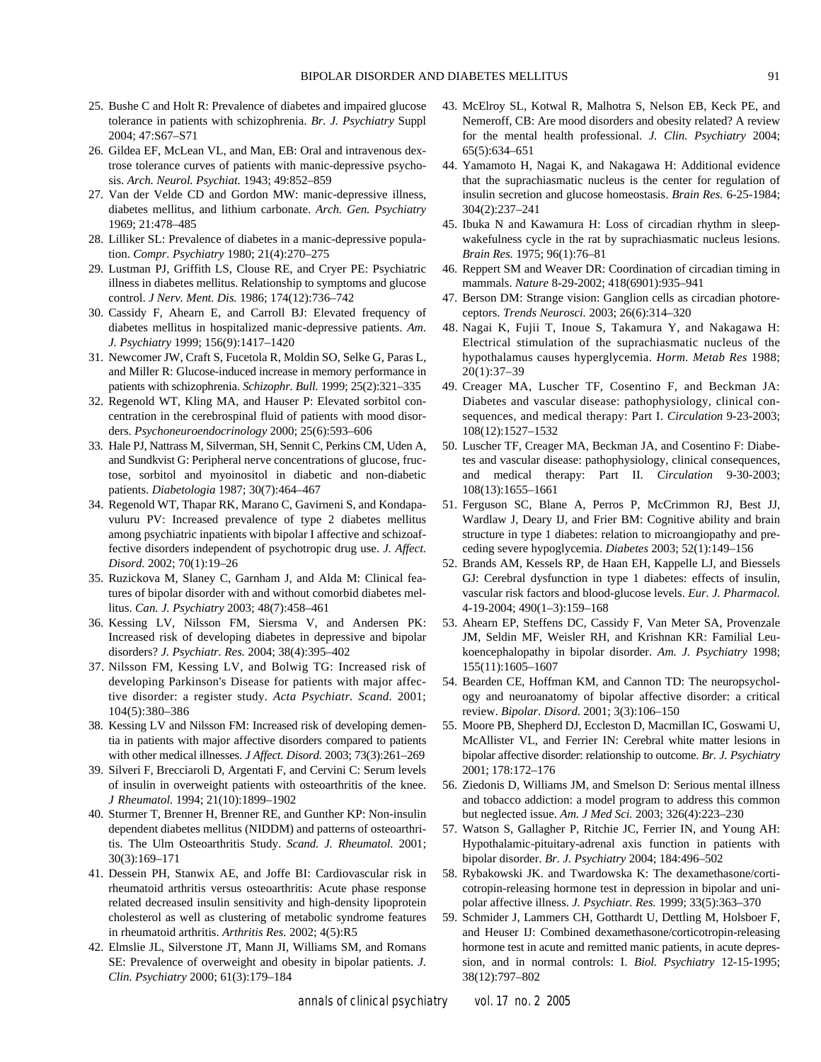25. Bushe C and Holt R: Prevalence of diabetes and impaired glucose tolerance in patients with schizophrenia. *Br. J. Psychiatry* Suppl 2004; 47:S67–S71
26. Gildea EF, McLean VL, and Man, EB: Oral and intravenous dextrose tolerance curves of patients with manic-depressive psychosis. *Arch. Neurol. Psychiat.* 1943; 49:852–859
27. Van der Velde CD and Gordon MW: manic-depressive illness, diabetes mellitus, and lithium carbonate. *Arch. Gen. Psychiatry* 1969; 21:478–485
28. Lilliker SL: Prevalence of diabetes in a manic-depressive population. *Compr. Psychiatry* 1980; 21(4):270–275
29. Lustman PJ, Griffith LS, Clouse RE, and Cryer PE: Psychiatric illness in diabetes mellitus. Relationship to symptoms and glucose control. *J Nerv. Ment. Dis.* 1986; 174(12):736–742
30. Cassidy F, Ahearn E, and Carroll BJ: Elevated frequency of diabetes mellitus in hospitalized manic-depressive patients. *Am. J. Psychiatry* 1999; 156(9):1417–1420
31. Newcomer JW, Craft S, Fucetola R, Moldin SO, Selke G, Paras L, and Miller R: Glucose-induced increase in memory performance in patients with schizophrenia. *Schizophr. Bull.* 1999; 25(2):321–335
32. Regenold WT, Kling MA, and Hauser P: Elevated sorbitol concentration in the cerebrospinal fluid of patients with mood disorders. *Psychoneuroendocrinology* 2000; 25(6):593–606
33. Hale PJ, Nattrass M, Silverman, SH, Sennit C, Perkins CM, Uden A, and Sundkvist G: Peripheral nerve concentrations of glucose, fructose, sorbitol and myoinositol in diabetic and non-diabetic patients. *Diabetologia* 1987; 30(7):464–467
34. Regenold WT, Thapar RK, Marano C, Gavirneni S, and Kondapavuluru PV: Increased prevalence of type 2 diabetes mellitus among psychiatric inpatients with bipolar I affective and schizoaffective disorders independent of psychotropic drug use. *J. Affect. Disord.* 2002; 70(1):19–26
35. Ruzickova M, Slaney C, Garnham J, and Alda M: Clinical features of bipolar disorder with and without comorbid diabetes mellitus. *Can. J. Psychiatry* 2003; 48(7):458–461
36. Kessing LV, Nilsson FM, Siersma V, and Andersen PK: Increased risk of developing diabetes in depressive and bipolar disorders? *J. Psychiatr. Res.* 2004; 38(4):395–402
37. Nilsson FM, Kessing LV, and Bolwig TG: Increased risk of developing Parkinson's Disease for patients with major affective disorder: a register study. *Acta Psychiatr. Scand.* 2001; 104(5):380–386
38. Kessing LV and Nilsson FM: Increased risk of developing dementia in patients with major affective disorders compared to patients with other medical illnesses. *J Affect. Disord.* 2003; 73(3):261–269
39. Silveri F, Brecciaroli D, Argentati F, and Cervini C: Serum levels of insulin in overweight patients with osteoarthritis of the knee. *J Rheumatol.* 1994; 21(10):1899–1902
40. Sturmer T, Brenner H, Brenner RE, and Gunther KP: Non-insulin dependent diabetes mellitus (NIDDM) and patterns of osteoarthritis. The Ulm Osteoarthritis Study. *Scand. J. Rheumatol.* 2001; 30(3):169–171
41. Dessein PH, Stanwix AE, and Joffe BI: Cardiovascular risk in rheumatoid arthritis versus osteoarthritis: Acute phase response related decreased insulin sensitivity and high-density lipoprotein cholesterol as well as clustering of metabolic syndrome features in rheumatoid arthritis. *Arthritis Res.* 2002; 4(5):R5
42. Elmslie JL, Silverstone JT, Mann JI, Williams SM, and Romans SE: Prevalence of overweight and obesity in bipolar patients. *J. Clin. Psychiatry* 2000; 61(3):179–184
43. McElroy SL, Kotwal R, Malhotra S, Nelson EB, Keck PE, and Nemeroff, CB: Are mood disorders and obesity related? A review for the mental health professional. *J. Clin. Psychiatry* 2004; 65(5):634–651
44. Yamamoto H, Nagai K, and Nakagawa H: Additional evidence that the suprachiasmatic nucleus is the center for regulation of insulin secretion and glucose homeostasis. *Brain Res.* 6-25-1984; 304(2):237–241
45. Ibuka N and Kawamura H: Loss of circadian rhythm in sleep-wakefulness cycle in the rat by suprachiasmatic nucleus lesions. *Brain Res.* 1975; 96(1):76–81
46. Reppert SM and Weaver DR: Coordination of circadian timing in mammals. *Nature* 8-29-2002; 418(6901):935–941
47. Berson DM: Strange vision: Ganglion cells as circadian photoreceptors. *Trends Neurosci.* 2003; 26(6):314–320
48. Nagai K, Fujii T, Inoue S, Takamura Y, and Nakagawa H: Electrical stimulation of the suprachiasmatic nucleus of the hypothalamus causes hyperglycemia. *Horm. Metab Res* 1988; 20(1):37–39
49. Creager MA, Luscher TF, Cosentino F, and Beckman JA: Diabetes and vascular disease: pathophysiology, clinical consequences, and medical therapy: Part I. *Circulation* 9-23-2003; 108(12):1527–1532
50. Luscher TF, Creager MA, Beckman JA, and Cosentino F: Diabetes and vascular disease: pathophysiology, clinical consequences, and medical therapy: Part II. *Circulation* 9-30-2003; 108(13):1655–1661
51. Ferguson SC, Blane A, Perros P, McCrimmon RJ, Best JJ, Wardlaw J, Deary IJ, and Frier BM: Cognitive ability and brain structure in type 1 diabetes: relation to microangiopathy and preceding severe hypoglycemia. *Diabetes* 2003; 52(1):149–156
52. Brands AM, Kessels RP, de Haan EH, Kappelle LJ, and Biessels GJ: Cerebral dysfunction in type 1 diabetes: effects of insulin, vascular risk factors and blood-glucose levels. *Eur. J. Pharmacol.* 4-19-2004; 490(1–3):159–168
53. Ahearn EP, Steffens DC, Cassidy F, Van Meter SA, Provenzale JM, Seldin MF, Weisler RH, and Krishnan KR: Familial Leukoencephalopathy in bipolar disorder. *Am. J. Psychiatry* 1998; 155(11):1605–1607
54. Bearden CE, Hoffman KM, and Cannon TD: The neuropsychology and neuroanatomy of bipolar affective disorder: a critical review. *Bipolar. Disord.* 2001; 3(3):106–150
55. Moore PB, Shepherd DJ, Eccleston D, Macmillan IC, Goswami U, McAllister VL, and Ferrier IN: Cerebral white matter lesions in bipolar affective disorder: relationship to outcome. *Br. J. Psychiatry* 2001; 178:172–176
56. Ziedonis D, Williams JM, and Smelson D: Serious mental illness and tobacco addiction: a model program to address this common but neglected issue. *Am. J Med Sci.* 2003; 326(4):223–230
57. Watson S, Gallagher P, Ritchie JC, Ferrier IN, and Young AH: Hypothalamic-pituitary-adrenal axis function in patients with bipolar disorder. *Br. J. Psychiatry* 2004; 184:496–502
58. Rybakowski JK. and Twardowska K: The dexamethasone/corticotropin-releasing hormone test in depression in bipolar and unipolar affective illness. *J. Psychiatr. Res.* 1999; 33(5):363–370
59. Schmider J, Lammers CH, Gotthardt U, Dettling M, Holsboer F, and Heuser IJ: Combined dexamethasone/corticotropin-releasing hormone test in acute and remitted manic patients, in acute depression, and in normal controls: I. *Biol. Psychiatry* 12-15-1995; 38(12):797–802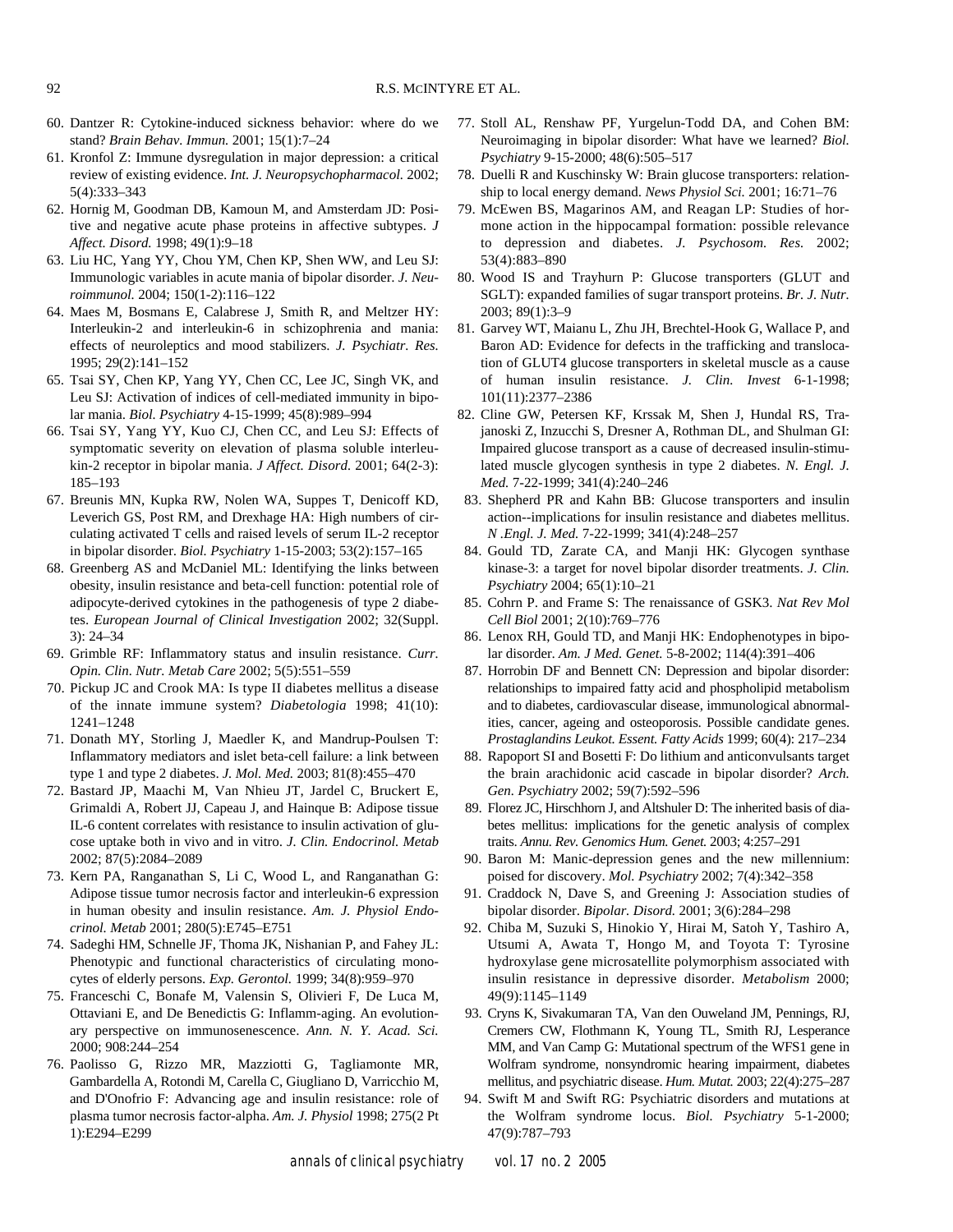60. Dantzer R: Cytokine-induced sickness behavior: where do we stand? *Brain Behav. Immun.* 2001; 15(1):7–24
61. Kronfol Z: Immune dysregulation in major depression: a critical review of existing evidence. *Int. J. Neuropsychopharmacol.* 2002; 5(4):333–343
62. Hornig M, Goodman DB, Kamoun M, and Amsterdam JD: Positive and negative acute phase proteins in affective subtypes. *J Affect. Disord.* 1998; 49(1):9–18
63. Liu HC, Yang YY, Chou YM, Chen KP, Shen WW, and Leu SJ: Immunologic variables in acute mania of bipolar disorder. *J. Neuroimmunol.* 2004; 150(1-2):116–122
64. Maes M, Bosmans E, Calabrese J, Smith R, and Meltzer HY: Interleukin-2 and interleukin-6 in schizophrenia and mania: effects of neuroleptics and mood stabilizers. *J. Psychiatr. Res.* 1995; 29(2):141–152
65. Tsai SY, Chen KP, Yang YY, Chen CC, Lee JC, Singh VK, and Leu SJ: Activation of indices of cell-mediated immunity in bipolar mania. *Biol. Psychiatry* 4-15-1999; 45(8):989–994
66. Tsai SY, Yang YY, Kuo CJ, Chen CC, and Leu SJ: Effects of symptomatic severity on elevation of plasma soluble interleukin-2 receptor in bipolar mania. *J Affect. Disord.* 2001; 64(2-3): 185–193
67. Breunis MN, Kupka RW, Nolen WA, Suppes T, Denicoff KD, Leverich GS, Post RM, and Drexhage HA: High numbers of circulating activated T cells and raised levels of serum IL-2 receptor in bipolar disorder. *Biol. Psychiatry* 1-15-2003; 53(2):157–165
68. Greenberg AS and McDaniel ML: Identifying the links between obesity, insulin resistance and beta-cell function: potential role of adipocyte-derived cytokines in the pathogenesis of type 2 diabetes. *European Journal of Clinical Investigation* 2002; 32(Suppl. 3): 24–34
69. Grimble RF: Inflammatory status and insulin resistance. *Curr. Opin. Clin. Nutr. Metab Care* 2002; 5(5):551–559
70. Pickup JC and Crook MA: Is type II diabetes mellitus a disease of the innate immune system? *Diabetologia* 1998; 41(10): 1241–1248
71. Donath MY, Storling J, Maedler K, and Mandrup-Poulsen T: Inflammatory mediators and islet beta-cell failure: a link between type 1 and type 2 diabetes. *J. Mol. Med.* 2003; 81(8):455–470
72. Bastard JP, Maachi M, Van Nhieu JT, Jardel C, Bruckert E, Grimaldi A, Robert JJ, Capeau J, and Hainque B: Adipose tissue IL-6 content correlates with resistance to insulin activation of glucose uptake both in vivo and in vitro. *J. Clin. Endocrinol. Metab* 2002; 87(5):2084–2089
73. Kern PA, Ranganathan S, Li C, Wood L, and Ranganathan G: Adipose tissue tumor necrosis factor and interleukin-6 expression in human obesity and insulin resistance. *Am. J. Physiol Endocrinol. Metab* 2001; 280(5):E745–E751
74. Sadeghi HM, Schnelle JF, Thoma JK, Nishanian P, and Fahey JL: Phenotypic and functional characteristics of circulating monocytes of elderly persons. *Exp. Gerontol.* 1999; 34(8):959–970
75. Franceschi C, Bonafe M, Valensin S, Olivieri F, De Luca M, Ottaviani E, and De Benedictis G: Inflamm-aging. An evolutionary perspective on immunosenescence. *Ann. N. Y. Acad. Sci.* 2000; 908:244–254
76. Paolisso G, Rizzo MR, Mazziotti G, Tagliamonte MR, Gambardella A, Rotondi M, Carella C, Giugliano D, Varricchio M, and D'Onofrio F: Advancing age and insulin resistance: role of plasma tumor necrosis factor-alpha. *Am. J. Physiol* 1998; 275(2 Pt 1):E294–E299
77. Stoll AL, Renshaw PF, Yurgelun-Todd DA, and Cohen BM: Neuroimaging in bipolar disorder: What have we learned? *Biol. Psychiatry* 9-15-2000; 48(6):505–517
78. Duelli R and Kuschinsky W: Brain glucose transporters: relationship to local energy demand. *News Physiol Sci.* 2001; 16:71–76
79. McEwen BS, Magarinos AM, and Reagan LP: Studies of hormone action in the hippocampal formation: possible relevance to depression and diabetes. *J. Psychosom. Res.* 2002; 53(4):883–890
80. Wood IS and Trayhurn P: Glucose transporters (GLUT and SGLT): expanded families of sugar transport proteins. *Br. J. Nutr.* 2003; 89(1):3–9
81. Garvey WT, Maianu L, Zhu JH, Brechtel-Hook G, Wallace P, and Baron AD: Evidence for defects in the trafficking and translocation of GLUT4 glucose transporters in skeletal muscle as a cause of human insulin resistance. *J. Clin. Invest* 6-1-1998; 101(11):2377–2386
82. Cline GW, Petersen KF, Krssak M, Shen J, Hundal RS, Trajanoski Z, Inzucchi S, Dresner A, Rothman DL, and Shulman GI: Impaired glucose transport as a cause of decreased insulin-stimulated muscle glycogen synthesis in type 2 diabetes. *N. Engl. J. Med.* 7-22-1999; 341(4):240–246
83. Shepherd PR and Kahn BB: Glucose transporters and insulin action--implications for insulin resistance and diabetes mellitus. *N .Engl. J. Med.* 7-22-1999; 341(4):248–257
84. Gould TD, Zarate CA, and Manji HK: Glycogen synthase kinase-3: a target for novel bipolar disorder treatments. *J. Clin. Psychiatry* 2004; 65(1):10–21
85. Cohrn P. and Frame S: The renaissance of GSK3. *Nat Rev Mol Cell Biol* 2001; 2(10):769–776
86. Lenox RH, Gould TD, and Manji HK: Endophenotypes in bipolar disorder. *Am. J Med. Genet.* 5-8-2002; 114(4):391–406
87. Horrobin DF and Bennett CN: Depression and bipolar disorder: relationships to impaired fatty acid and phospholipid metabolism and to diabetes, cardiovascular disease, immunological abnormalities, cancer, ageing and osteoporosis. Possible candidate genes. *Prostaglandins Leukot. Essent. Fatty Acids* 1999; 60(4): 217–234
88. Rapoport SI and Bosetti F: Do lithium and anticonvulsants target the brain arachidonic acid cascade in bipolar disorder? *Arch. Gen. Psychiatry* 2002; 59(7):592–596
89. Florez JC, Hirschhorn J, and Altshuler D: The inherited basis of diabetes mellitus: implications for the genetic analysis of complex traits. *Annu. Rev. Genomics Hum. Genet.* 2003; 4:257–291
90. Baron M: Manic-depression genes and the new millennium: poised for discovery. *Mol. Psychiatry* 2002; 7(4):342–358
91. Craddock N, Dave S, and Greening J: Association studies of bipolar disorder. *Bipolar. Disord.* 2001; 3(6):284–298
92. Chiba M, Suzuki S, Hinokio Y, Hirai M, Satoh Y, Tashiro A, Utsumi A, Awata T, Hongo M, and Toyota T: Tyrosine hydroxylase gene microsatellite polymorphism associated with insulin resistance in depressive disorder. *Metabolism* 2000; 49(9):1145–1149
93. Cryns K, Sivakumaran TA, Van den Ouweland JM, Pennings, RJ, Cremers CW, Flothmann K, Young TL, Smith RJ, Lesperance MM, and Van Camp G: Mutational spectrum of the WFS1 gene in Wolfram syndrome, nonsyndromic hearing impairment, diabetes mellitus, and psychiatric disease. *Hum. Mutat.* 2003; 22(4):275–287
94. Swift M and Swift RG: Psychiatric disorders and mutations at the Wolfram syndrome locus. *Biol. Psychiatry* 5-1-2000; 47(9):787–793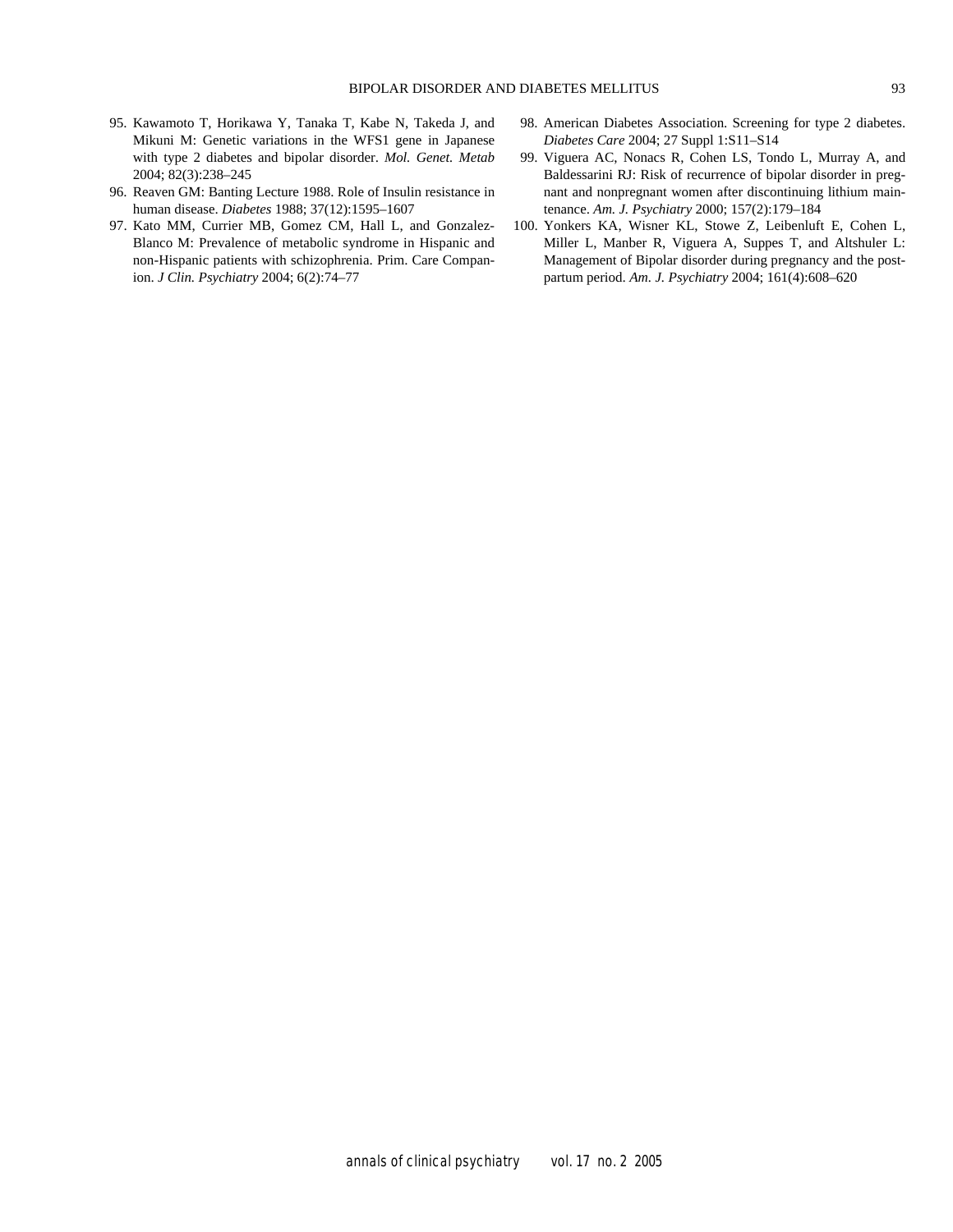95. Kawamoto T, Horikawa Y, Tanaka T, Kabe N, Takeda J, and Mikuni M: Genetic variations in the WFS1 gene in Japanese with type 2 diabetes and bipolar disorder. *Mol. Genet. Metab* 2004; 82(3):238–245
96. Reaven GM: Banting Lecture 1988. Role of Insulin resistance in human disease. *Diabetes* 1988; 37(12):1595–1607
97. Kato MM, Currier MB, Gomez CM, Hall L, and Gonzalez-Blanco M: Prevalence of metabolic syndrome in Hispanic and non-Hispanic patients with schizophrenia. Prim. Care Companion. *J Clin. Psychiatry* 2004; 6(2):74–77
98. American Diabetes Association. Screening for type 2 diabetes. *Diabetes Care* 2004; 27 Suppl 1:S11–S14
99. Viguera AC, Nonacs R, Cohen LS, Tondo L, Murray A, and Baldessarini RJ: Risk of recurrence of bipolar disorder in pregnant and nonpregnant women after discontinuing lithium maintenance. *Am. J. Psychiatry* 2000; 157(2):179–184
100. Yonkers KA, Wisner KL, Stowe Z, Leibenluft E, Cohen L, Miller L, Manber R, Viguera A, Suppes T, and Altshuler L: Management of Bipolar disorder during pregnancy and the postpartum period. *Am. J. Psychiatry* 2004; 161(4):608–620